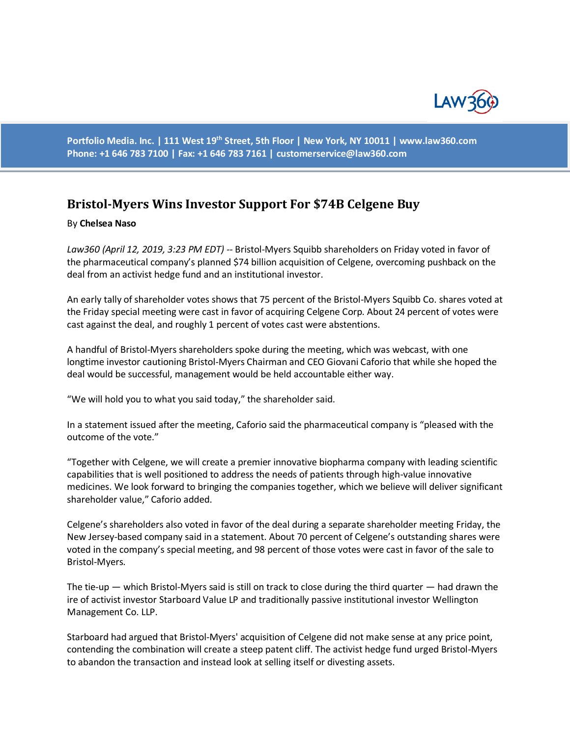# Bristol-Myers Wins Investor Support For $74B Celgene Buy

By **Chelsea Naso**

*Law360 (April 12, 2019, 3:23 PM EDT)* -- Bristol-Myers Squibb shareholders on Friday voted in favor of the pharmaceutical company's planned $74 billion acquisition of Celgene, overcoming pushback on the deal from an activist hedge fund and an institutional investor.

An early tally of shareholder votes shows that 75 percent of the Bristol-Myers Squibb Co. shares voted at the Friday special meeting were cast in favor of acquiring Celgene Corp. About 24 percent of votes were cast against the deal, and roughly 1 percent of votes cast were abstentions.

A handful of Bristol-Myers shareholders spoke during the meeting, which was webcast, with one longtime investor cautioning Bristol-Myers Chairman and CEO Giovani Caforio that while she hoped the deal would be successful, management would be held accountable either way.

"We will hold you to what you said today," the shareholder said.

In a statement issued after the meeting, Caforio said the pharmaceutical company is "pleased with the outcome of the vote."

"Together with Celgene, we will create a premier innovative biopharma company with leading scientific capabilities that is well positioned to address the needs of patients through high-value innovative medicines. We look forward to bringing the companies together, which we believe will deliver significant shareholder value," Caforio added.

Celgene's shareholders also voted in favor of the deal during a separate shareholder meeting Friday, the New Jersey-based company said in a statement. About 70 percent of Celgene's outstanding shares were voted in the company's special meeting, and 98 percent of those votes were cast in favor of the sale to Bristol-Myers.

The tie-up — which Bristol-Myers said is still on track to close during the third quarter — had drawn the ire of activist investor Starboard Value LP and traditionally passive institutional investor Wellington Management Co. LLP.

Starboard had argued that Bristol-Myers' acquisition of Celgene did not make sense at any price point, contending the combination will create a steep patent cliff. The activist hedge fund urged Bristol-Myers to abandon the transaction and instead look at selling itself or divesting assets.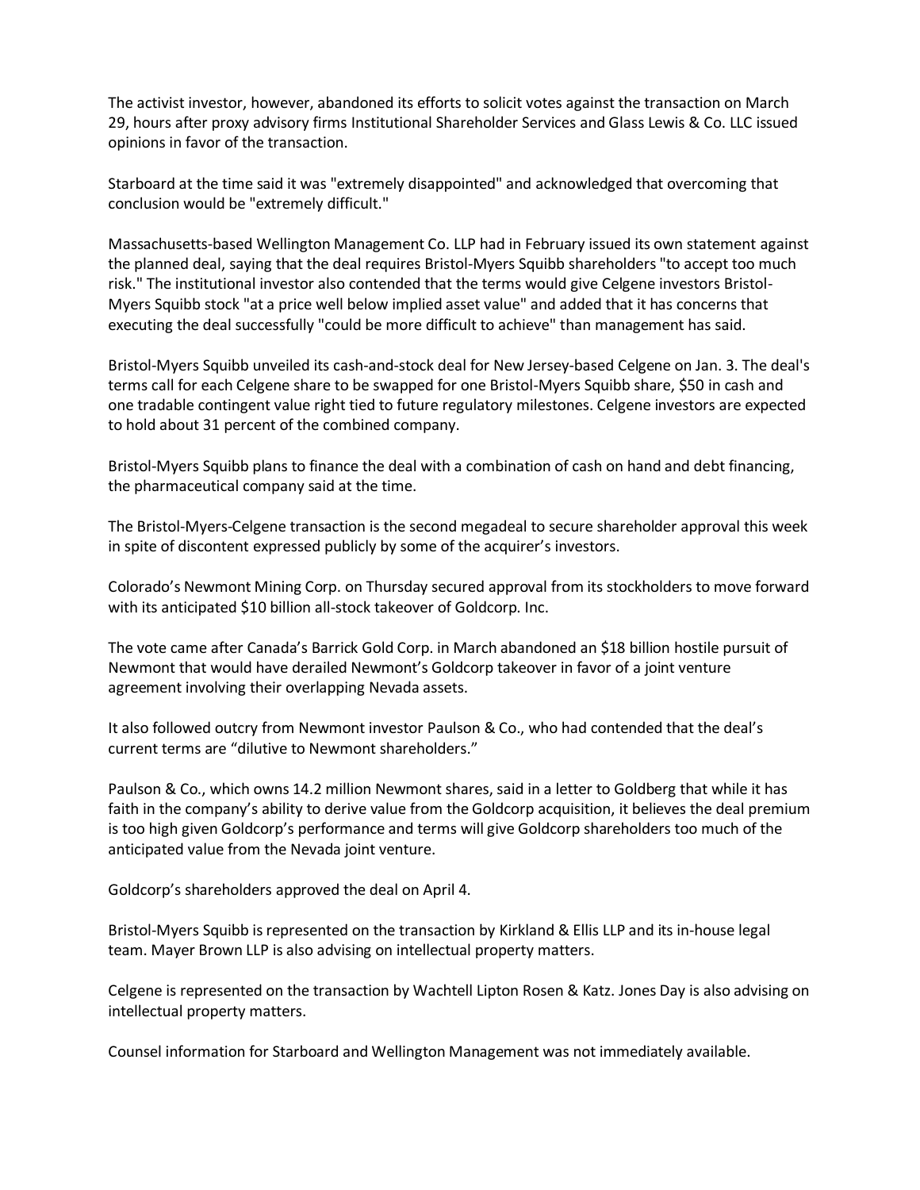The activist investor, however, abandoned its efforts to solicit votes against the transaction on March 29, hours after proxy advisory firms Institutional Shareholder Services and Glass Lewis & Co. LLC issued opinions in favor of the transaction.

Starboard at the time said it was "extremely disappointed" and acknowledged that overcoming that conclusion would be "extremely difficult."

Massachusetts-based Wellington Management Co. LLP had in February issued its own statement against the planned deal, saying that the deal requires Bristol-Myers Squibb shareholders "to accept too much risk." The institutional investor also contended that the terms would give Celgene investors Bristol-Myers Squibb stock "at a price well below implied asset value" and added that it has concerns that executing the deal successfully "could be more difficult to achieve" than management has said.

Bristol-Myers Squibb unveiled its cash-and-stock deal for New Jersey-based Celgene on Jan. 3. The deal's terms call for each Celgene share to be swapped for one Bristol-Myers Squibb share, $50 in cash and one tradable contingent value right tied to future regulatory milestones. Celgene investors are expected to hold about 31 percent of the combined company.

Bristol-Myers Squibb plans to finance the deal with a combination of cash on hand and debt financing, the pharmaceutical company said at the time.

The Bristol-Myers-Celgene transaction is the second megadeal to secure shareholder approval this week in spite of discontent expressed publicly by some of the acquirer's investors.

Colorado's Newmont Mining Corp. on Thursday secured approval from its stockholders to move forward with its anticipated $10 billion all-stock takeover of Goldcorp Inc.

The vote came after Canada's Barrick Gold Corp. in March abandoned an $18 billion hostile pursuit of Newmont that would have derailed Newmont's Goldcorp takeover in favor of a joint venture agreement involving their overlapping Nevada assets.

It also followed outcry from Newmont investor Paulson & Co., who had contended that the deal's current terms are "dilutive to Newmont shareholders."

Paulson & Co., which owns 14.2 million Newmont shares, said in a letter to Goldberg that while it has faith in the company's ability to derive value from the Goldcorp acquisition, it believes the deal premium is too high given Goldcorp's performance and terms will give Goldcorp shareholders too much of the anticipated value from the Nevada joint venture.

Goldcorp's shareholders approved the deal on April 4.

Bristol-Myers Squibb is represented on the transaction by Kirkland & Ellis LLP and its in-house legal team. Mayer Brown LLP is also advising on intellectual property matters.

Celgene is represented on the transaction by Wachtell Lipton Rosen & Katz. Jones Day is also advising on intellectual property matters.

Counsel information for Starboard and Wellington Management was not immediately available.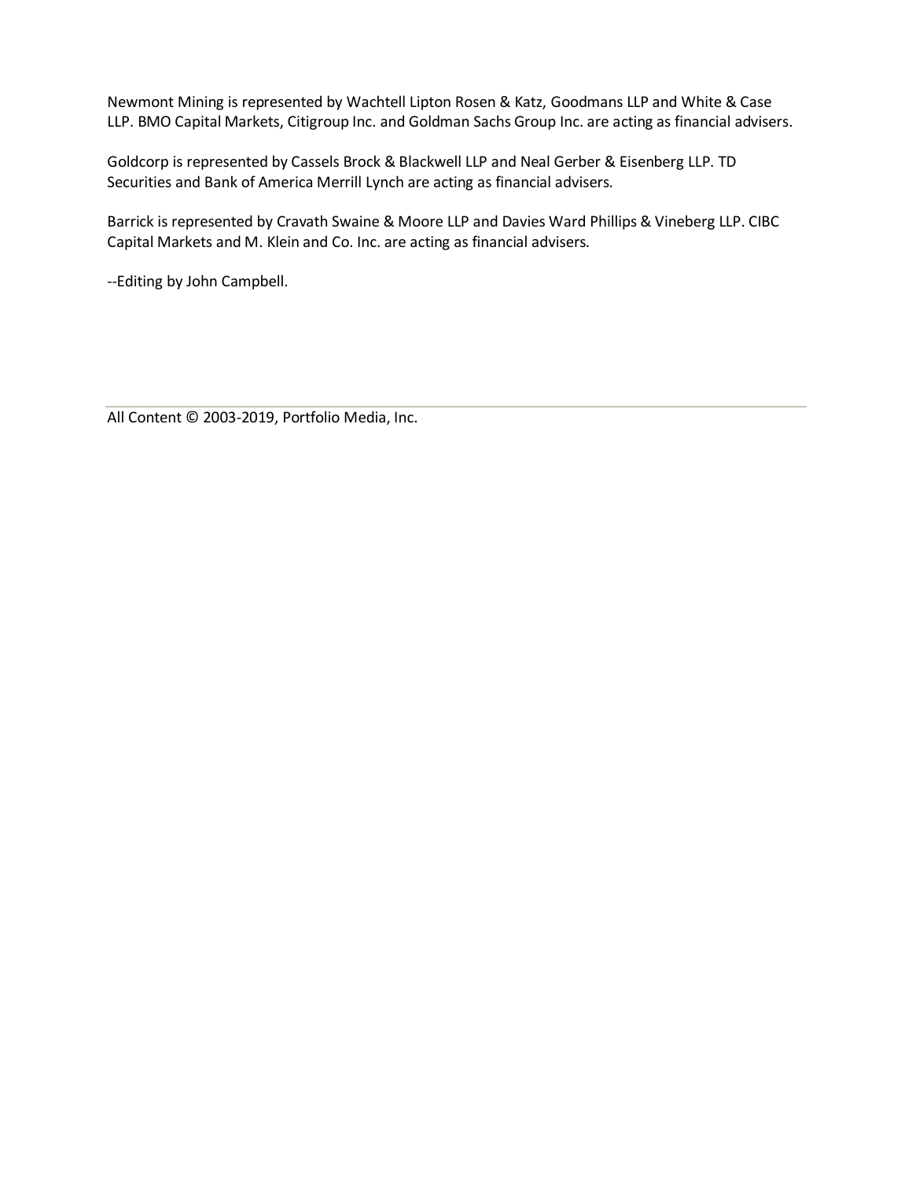Newmont Mining is represented by Wachtell Lipton Rosen & Katz, Goodmans LLP and White & Case LLP. BMO Capital Markets, Citigroup Inc. and Goldman Sachs Group Inc. are acting as financial advisers.

Goldcorp is represented by Cassels Brock & Blackwell LLP and Neal Gerber & Eisenberg LLP. TD Securities and Bank of America Merrill Lynch are acting as financial advisers.

Barrick is represented by Cravath Swaine & Moore LLP and Davies Ward Phillips & Vineberg LLP. CIBC Capital Markets and M. Klein and Co. Inc. are acting as financial advisers.

--Editing by John Campbell.

---

All Content © 2003-2019, Portfolio Media, Inc.